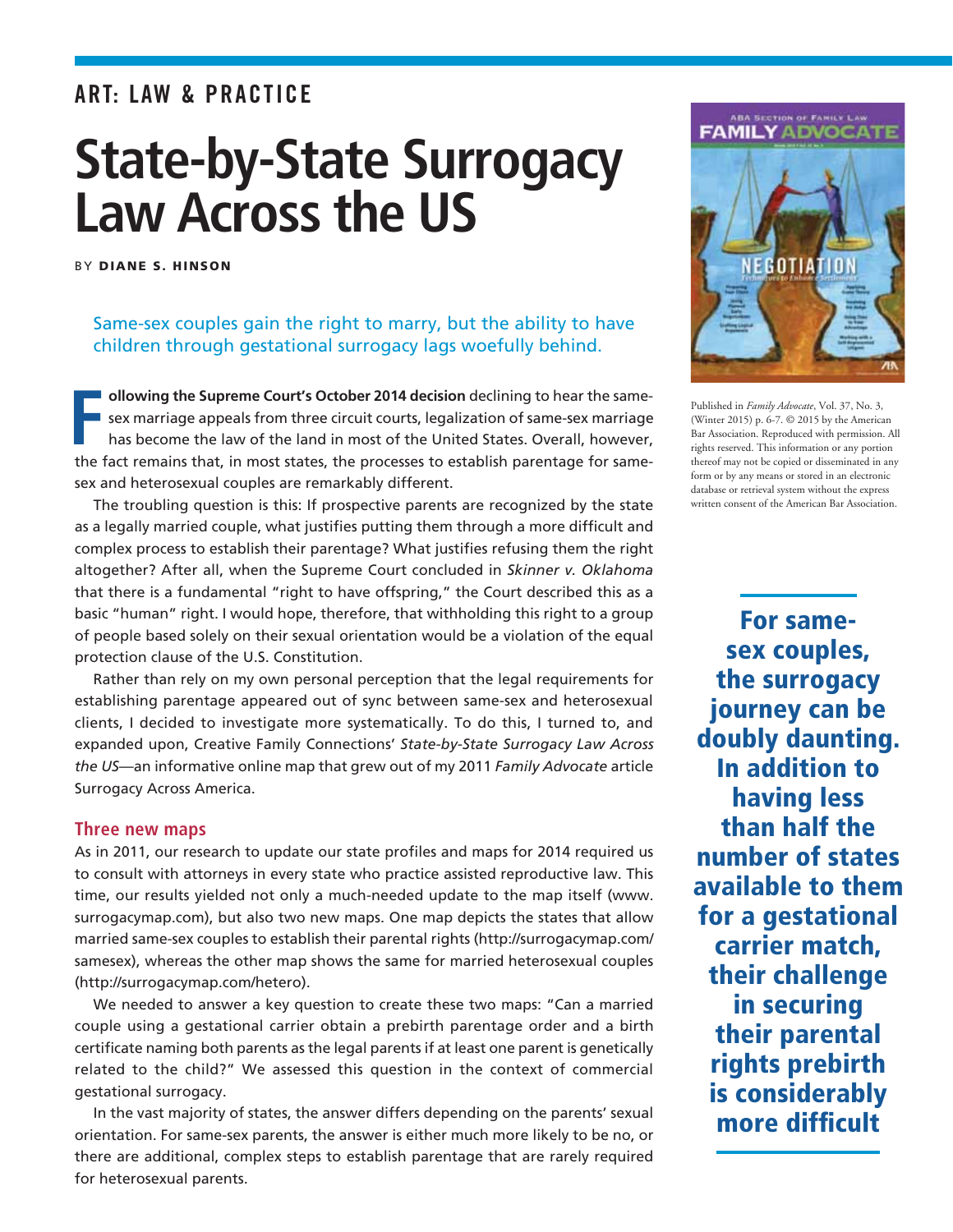ART: LAW & PRACTICE

# State-by-State Surrogacy Law Across the US

BY **DIANE S. HINSON**

Same-sex couples gain the right to marry, but the ability to have children through gestational surrogacy lags woefully behind.

**Following the Supreme Court's October 2014 decision** declining to hear the same-sex marriage appeals from three circuit courts, legalization of same-sex marriage has become the law of the land in most of the United States. Overall, however, the fact remains that, in most states, the processes to establish parentage for same-sex and heterosexual couples are remarkably different.

The troubling question is this: If prospective parents are recognized by the state as a legally married couple, what justifies putting them through a more difficult and complex process to establish their parentage? What justifies refusing them the right altogether? After all, when the Supreme Court concluded in *Skinner v. Oklahoma* that there is a fundamental "right to have offspring," the Court described this as a basic "human" right. I would hope, therefore, that withholding this right to a group of people based solely on their sexual orientation would be a violation of the equal protection clause of the U.S. Constitution.

Rather than rely on my own personal perception that the legal requirements for establishing parentage appeared out of sync between same-sex and heterosexual clients, I decided to investigate more systematically. To do this, I turned to, and expanded upon, Creative Family Connections' *State-by-State Surrogacy Law Across the US*—an informative online map that grew out of my 2011 *Family Advocate* article Surrogacy Across America.

## Three new maps

As in 2011, our research to update our state profiles and maps for 2014 required us to consult with attorneys in every state who practice assisted reproductive law. This time, our results yielded not only a much-needed update to the map itself (www.surrogacymap.com), but also two new maps. One map depicts the states that allow married same-sex couples to establish their parental rights (http://surrogacymap.com/samesex), whereas the other map shows the same for married heterosexual couples (http://surrogacymap.com/hetero).

We needed to answer a key question to create these two maps: "Can a married couple using a gestational carrier obtain a prebirth parentage order and a birth certificate naming both parents as the legal parents if at least one parent is genetically related to the child?" We assessed this question in the context of commercial gestational surrogacy.

In the vast majority of states, the answer differs depending on the parents' sexual orientation. For same-sex parents, the answer is either much more likely to be no, or there are additional, complex steps to establish parentage that are rarely required for heterosexual parents.

Published in *Family Advocate*, Vol. 37, No. 3, (Winter 2015) p. 6-7. © 2015 by the American Bar Association. Reproduced with permission. All rights reserved. This information or any portion thereof may not be copied or disseminated in any form or by any means or stored in an electronic database or retrieval system without the express written consent of the American Bar Association.

**For same-sex couples, the surrogacy journey can be doubly daunting. In addition to having less than half the number of states available to them for a gestational carrier match, their challenge in securing their parental rights prebirth is considerably more difficult**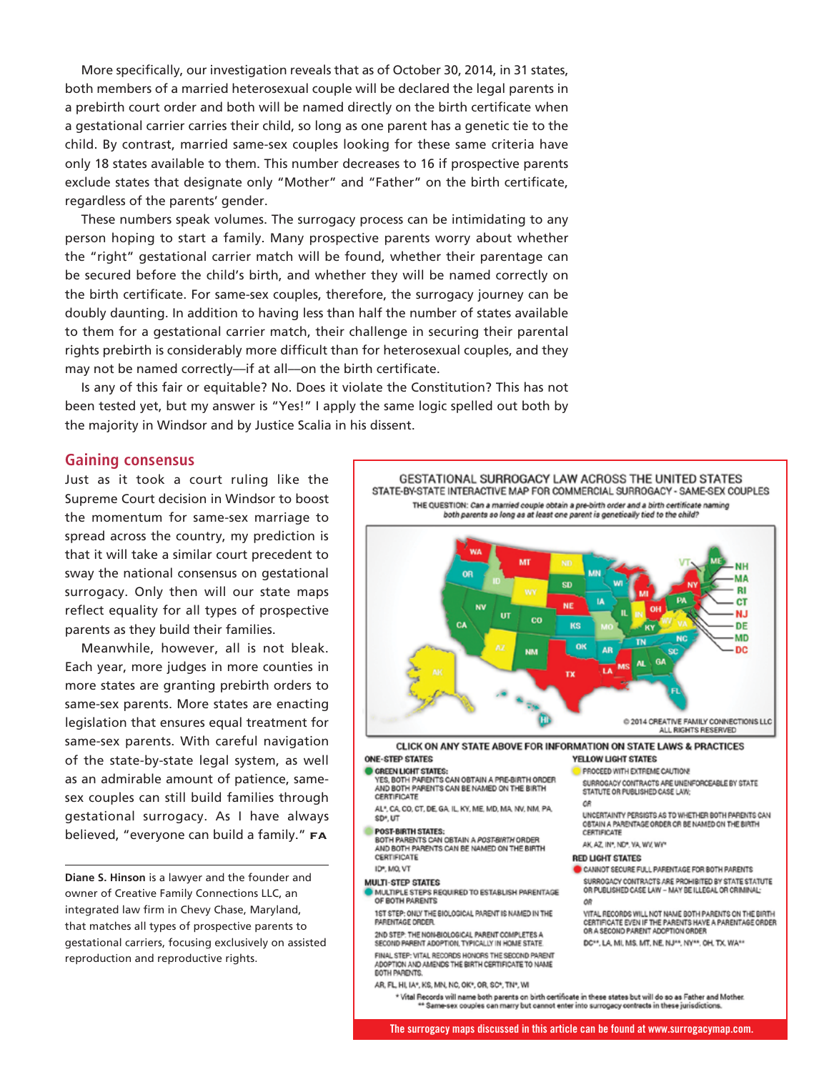More specifically, our investigation reveals that as of October 30, 2014, in 31 states, both members of a married heterosexual couple will be declared the legal parents in a prebirth court order and both will be named directly on the birth certificate when a gestational carrier carries their child, so long as one parent has a genetic tie to the child. By contrast, married same-sex couples looking for these same criteria have only 18 states available to them. This number decreases to 16 if prospective parents exclude states that designate only "Mother" and "Father" on the birth certificate, regardless of the parents' gender.

These numbers speak volumes. The surrogacy process can be intimidating to any person hoping to start a family. Many prospective parents worry about whether the "right" gestational carrier match will be found, whether their parentage can be secured before the child's birth, and whether they will be named correctly on the birth certificate. For same-sex couples, therefore, the surrogacy journey can be doubly daunting. In addition to having less than half the number of states available to them for a gestational carrier match, their challenge in securing their parental rights prebirth is considerably more difficult than for heterosexual couples, and they may not be named correctly—if at all—on the birth certificate.

Is any of this fair or equitable? No. Does it violate the Constitution? This has not been tested yet, but my answer is "Yes!" I apply the same logic spelled out both by the majority in Windsor and by Justice Scalia in his dissent.

## Gaining consensus

Just as it took a court ruling like the Supreme Court decision in Windsor to boost the momentum for same-sex marriage to spread across the country, my prediction is that it will take a similar court precedent to sway the national consensus on gestational surrogacy. Only then will our state maps reflect equality for all types of prospective parents as they build their families.

Meanwhile, however, all is not bleak. Each year, more judges in more counties in more states are granting prebirth orders to same-sex parents. More states are enacting legislation that ensures equal treatment for same-sex parents. With careful navigation of the state-by-state legal system, as well as an admirable amount of patience, same-sex couples can still build families through gestational surrogacy. As I have always believed, "everyone can build a family." **FA**

---

**Diane S. Hinson** is a lawyer and the founder and owner of Creative Family Connections LLC, an integrated law firm in Chevy Chase, Maryland, that matches all types of prospective parents to gestational carriers, focusing exclusively on assisted reproduction and reproductive rights.

---

GESTATIONAL SURROGACY LAW ACROSS THE UNITED STATES

STATE-BY-STATE INTERACTIVE MAP FOR COMMERCIAL SURROGACY - SAME-SEX COUPLES

THE QUESTION: *Can a married couple obtain a pre-birth order and a birth certificate naming both parents so long as at least one parent is genetically tied to the child?*

WA, MT, ND, MN, ME, VT, NH, MA, RI, CT, NJ, DE, MD, DC, OR, ID, SD, WI, MI, NY, WY, IA, PA, NE, IL, IN, OH, NV, UT, CO, KS, MO, KY, WV, VA, CA, NC, TN, OK, AR, SC, AZ, NM, MS, AL, GA, TX, LA, FL, AK, HI

© 2014 CREATIVE FAMILY CONNECTIONS LLC ALL RIGHTS RESERVED

CLICK ON ANY STATE ABOVE FOR INFORMATION ON STATE LAWS & PRACTICES

**ONE-STEP STATES**

**GREEN LIGHT STATES:**
YES, BOTH PARENTS CAN OBTAIN A PRE-BIRTH ORDER AND BOTH PARENTS CAN BE NAMED ON THE BIRTH CERTIFICATE

AL*, CA, CO, CT, DE, GA, IL, KY, ME, MD, MA, NV, NM, PA, SD*, UT

**POST-BIRTH STATES:**
BOTH PARENTS CAN OBTAIN A *POST-BIRTH* ORDER AND BOTH PARENTS CAN BE NAMED ON THE BIRTH CERTIFICATE

ID*, MO, VT

**MULTI-STEP STATES**

MULTIPLE STEPS REQUIRED TO ESTABLISH PARENTAGE OF BOTH PARENTS

1ST STEP: ONLY THE BIOLOGICAL PARENT IS NAMED IN THE PARENTAGE ORDER

2ND STEP: THE NON-BIOLOGICAL PARENT COMPLETES A SECOND PARENT ADOPTION, TYPICALLY IN HOME STATE

FINAL STEP: VITAL RECORDS HONORS THE SECOND PARENT ADOPTION AND AMENDS THE BIRTH CERTIFICATE TO NAME BOTH PARENTS.

AR, FL, HI, IA*, KS, MN, NC, OK*, OR, SC*, TN*, WI

**YELLOW LIGHT STATES**

PROCEED WITH EXTREME CAUTION!

SURROGACY CONTRACTS ARE UNENFORCEABLE BY STATE STATUTE OR PUBLISHED CASE LAW;

*OR*

UNCERTAINTY PERSISTS AS TO WHETHER BOTH PARENTS CAN OBTAIN A PARENTAGE ORDER OR BE NAMED ON THE BIRTH CERTIFICATE

AK, AZ, IN*, ND*, VA, WV, WY*

**RED LIGHT STATES**

CANNOT SECURE FULL PARENTAGE FOR BOTH PARENTS

SURROGACY CONTRACTS ARE PROHIBITED BY STATE STATUTE OR PUBLISHED CASE LAW – MAY BE ILLEGAL OR CRIMINAL;

*OR*

VITAL RECORDS WILL NOT NAME BOTH PARENTS ON THE BIRTH CERTIFICATE EVEN IF THE PARENTS HAVE A PARENTAGE ORDER OR A SECOND PARENT ADOPTION ORDER

DC**, LA, MI, MS, MT, NE, NJ**, NY**, OH, TX, WA**

\* Vital Records will name both parents on birth certificate in these states but will do so as Father and Mother.
\*\* Same-sex couples can marry but cannot enter into surrogacy contracts in these jurisdictions.

The surrogacy maps discussed in this article can be found at www.surrogacymap.com.